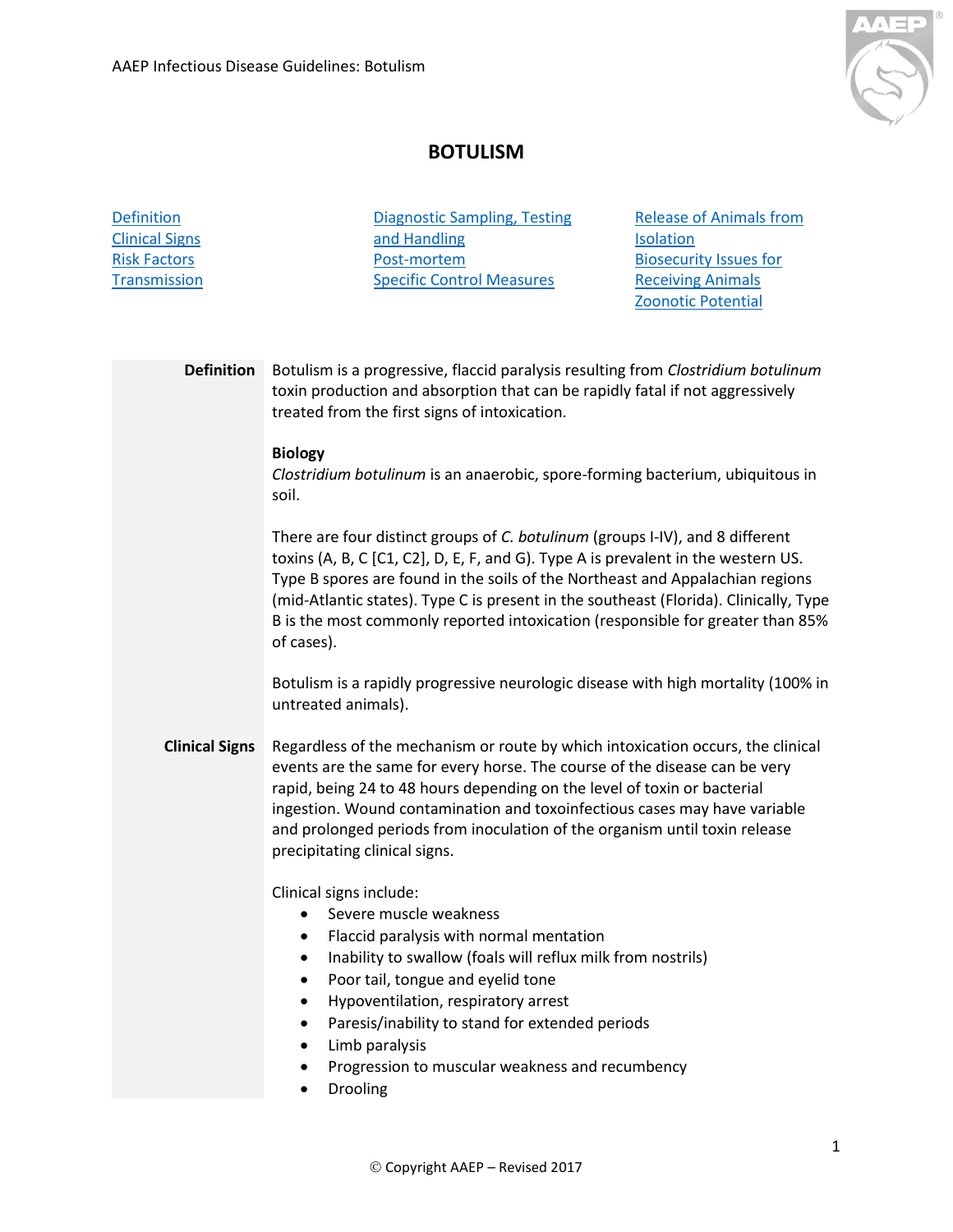# BOTULISM

[Definition](#definition)
[Clinical Signs](#clinical-signs)
[Risk Factors](#risk-factors)
[Transmission](#transmission)

[Diagnostic Sampling, Testing and Handling](#diagnostic-sampling-testing-and-handling)
[Post-mortem](#post-mortem)
[Specific Control Measures](#specific-control-measures)

[Release of Animals from Isolation](#release-of-animals-from-isolation)
[Biosecurity Issues for Receiving Animals](#biosecurity-issues-for-receiving-animals)
[Zoonotic Potential](#zoonotic-potential)

## Definition

Botulism is a progressive, flaccid paralysis resulting from *Clostridium botulinum* toxin production and absorption that can be rapidly fatal if not aggressively treated from the first signs of intoxication.

**Biology**

*Clostridium botulinum* is an anaerobic, spore-forming bacterium, ubiquitous in soil.

There are four distinct groups of *C. botulinum* (groups I-IV), and 8 different toxins (A, B, C [C1, C2], D, E, F, and G). Type A is prevalent in the western US. Type B spores are found in the soils of the Northeast and Appalachian regions (mid-Atlantic states). Type C is present in the southeast (Florida). Clinically, Type B is the most commonly reported intoxication (responsible for greater than 85% of cases).

Botulism is a rapidly progressive neurologic disease with high mortality (100% in untreated animals).

## Clinical Signs

Regardless of the mechanism or route by which intoxication occurs, the clinical events are the same for every horse. The course of the disease can be very rapid, being 24 to 48 hours depending on the level of toxin or bacterial ingestion. Wound contamination and toxoinfectious cases may have variable and prolonged periods from inoculation of the organism until toxin release precipitating clinical signs.

Clinical signs include:

- Severe muscle weakness
- Flaccid paralysis with normal mentation
- Inability to swallow (foals will reflux milk from nostrils)
- Poor tail, tongue and eyelid tone
- Hypoventilation, respiratory arrest
- Paresis/inability to stand for extended periods
- Limb paralysis
- Progression to muscular weakness and recumbency
- Drooling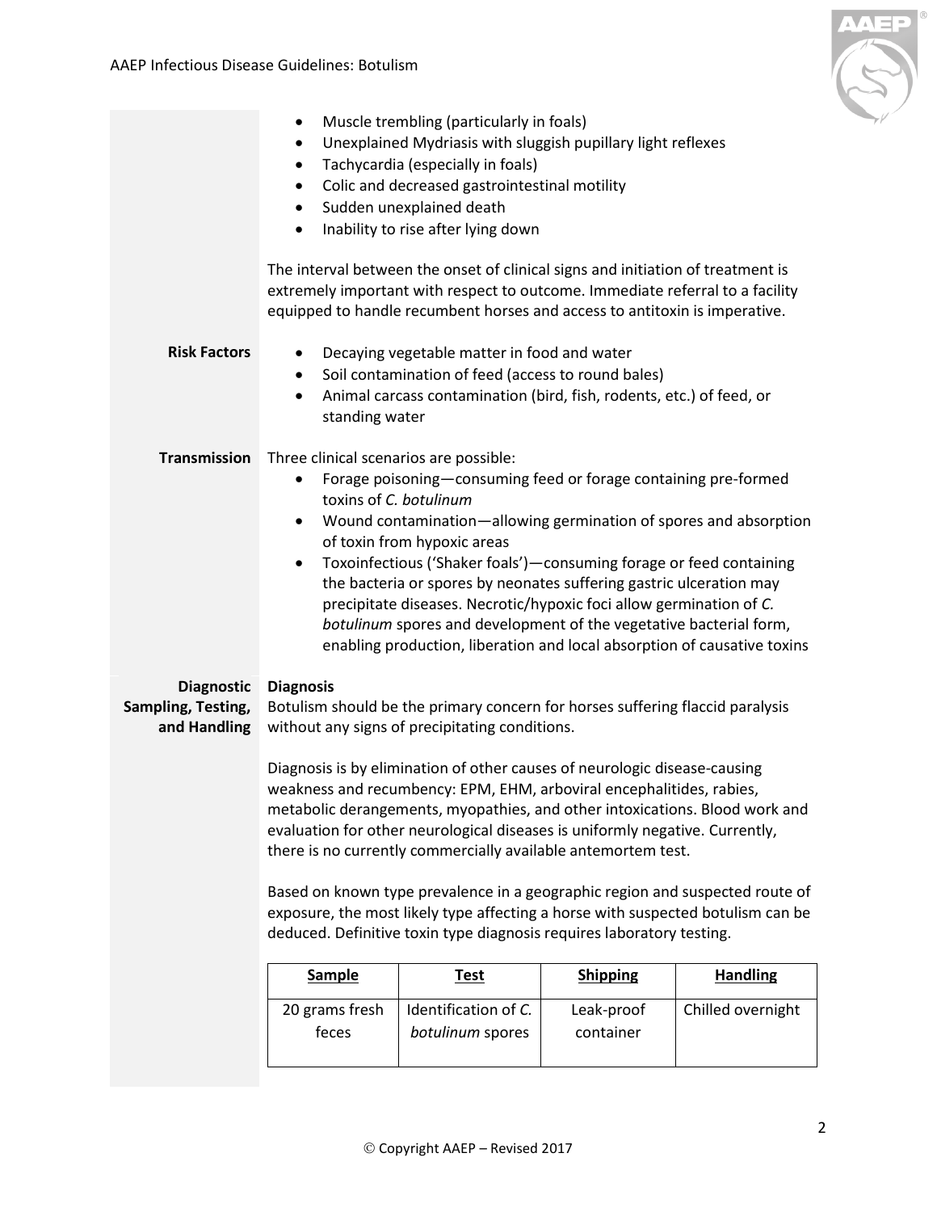- Muscle trembling (particularly in foals)
- Unexplained Mydriasis with sluggish pupillary light reflexes
- Tachycardia (especially in foals)
- Colic and decreased gastrointestinal motility
- Sudden unexplained death
- Inability to rise after lying down

The interval between the onset of clinical signs and initiation of treatment is extremely important with respect to outcome. Immediate referral to a facility equipped to handle recumbent horses and access to antitoxin is imperative.

**Risk Factors**

- Decaying vegetable matter in food and water
- Soil contamination of feed (access to round bales)
- Animal carcass contamination (bird, fish, rodents, etc.) of feed, or standing water

**Transmission**

Three clinical scenarios are possible:

- Forage poisoning—consuming feed or forage containing pre-formed toxins of *C. botulinum*
- Wound contamination—allowing germination of spores and absorption of toxin from hypoxic areas
- Toxoinfectious ('Shaker foals')—consuming forage or feed containing the bacteria or spores by neonates suffering gastric ulceration may precipitate diseases. Necrotic/hypoxic foci allow germination of *C. botulinum* spores and development of the vegetative bacterial form, enabling production, liberation and local absorption of causative toxins

**Diagnostic Sampling, Testing, and Handling**

**Diagnosis**

Botulism should be the primary concern for horses suffering flaccid paralysis without any signs of precipitating conditions.

Diagnosis is by elimination of other causes of neurologic disease-causing weakness and recumbency: EPM, EHM, arboviral encephalitides, rabies, metabolic derangements, myopathies, and other intoxications. Blood work and evaluation for other neurological diseases is uniformly negative. Currently, there is no currently commercially available antemortem test.

Based on known type prevalence in a geographic region and suspected route of exposure, the most likely type affecting a horse with suspected botulism can be deduced. Definitive toxin type diagnosis requires laboratory testing.

| Sample | Test | Shipping | Handling |
| --- | --- | --- | --- |
| 20 grams fresh feces | Identification of *C. botulinum* spores | Leak-proof container | Chilled overnight |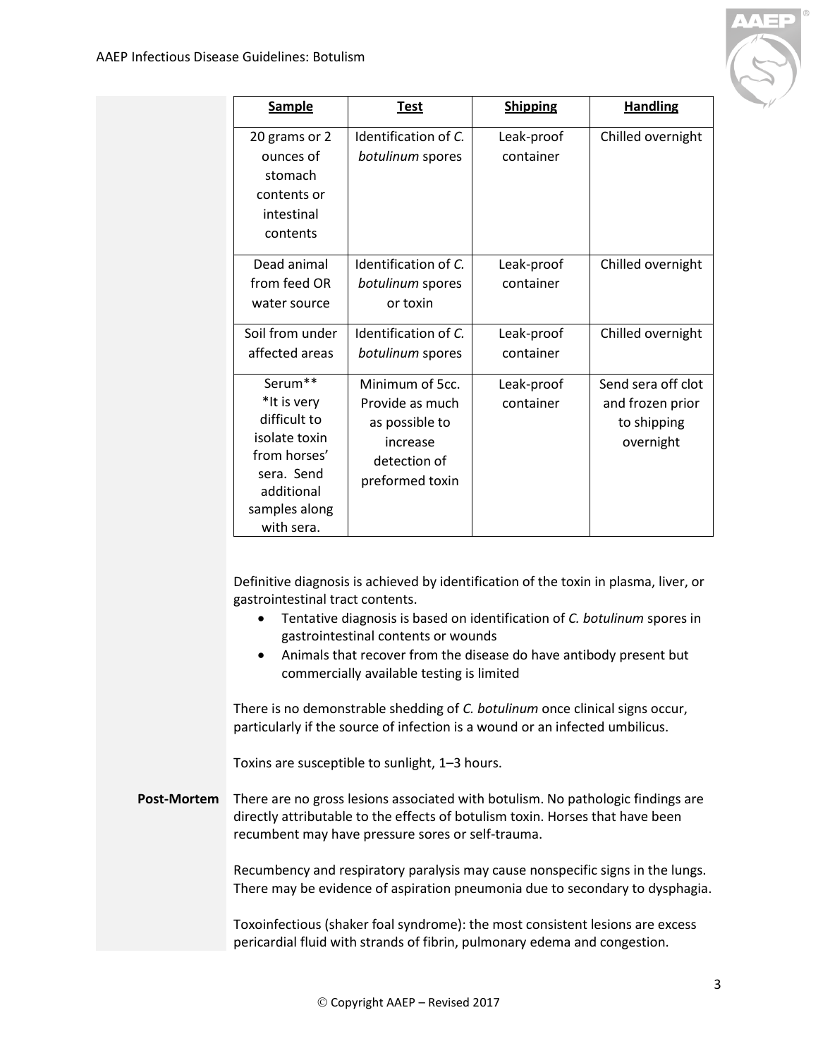| Sample | Test | Shipping | Handling |
| --- | --- | --- | --- |
| 20 grams or 2 ounces of stomach contents or intestinal contents | Identification of *C. botulinum* spores | Leak-proof container | Chilled overnight |
| Dead animal from feed OR water source | Identification of *C. botulinum* spores or toxin | Leak-proof container | Chilled overnight |
| Soil from under affected areas | Identification of *C. botulinum* spores | Leak-proof container | Chilled overnight |
| Serum** *It is very difficult to isolate toxin from horses' sera. Send additional samples along with sera. | Minimum of 5cc. Provide as much as possible to increase detection of preformed toxin | Leak-proof container | Send sera off clot and frozen prior to shipping overnight |

Definitive diagnosis is achieved by identification of the toxin in plasma, liver, or gastrointestinal tract contents.

- Tentative diagnosis is based on identification of *C. botulinum* spores in gastrointestinal contents or wounds
- Animals that recover from the disease do have antibody present but commercially available testing is limited

There is no demonstrable shedding of *C. botulinum* once clinical signs occur, particularly if the source of infection is a wound or an infected umbilicus.

Toxins are susceptible to sunlight, 1–3 hours.

**Post-Mortem**

There are no gross lesions associated with botulism. No pathologic findings are directly attributable to the effects of botulism toxin. Horses that have been recumbent may have pressure sores or self-trauma.

Recumbency and respiratory paralysis may cause nonspecific signs in the lungs. There may be evidence of aspiration pneumonia due to secondary to dysphagia.

Toxoinfectious (shaker foal syndrome): the most consistent lesions are excess pericardial fluid with strands of fibrin, pulmonary edema and congestion.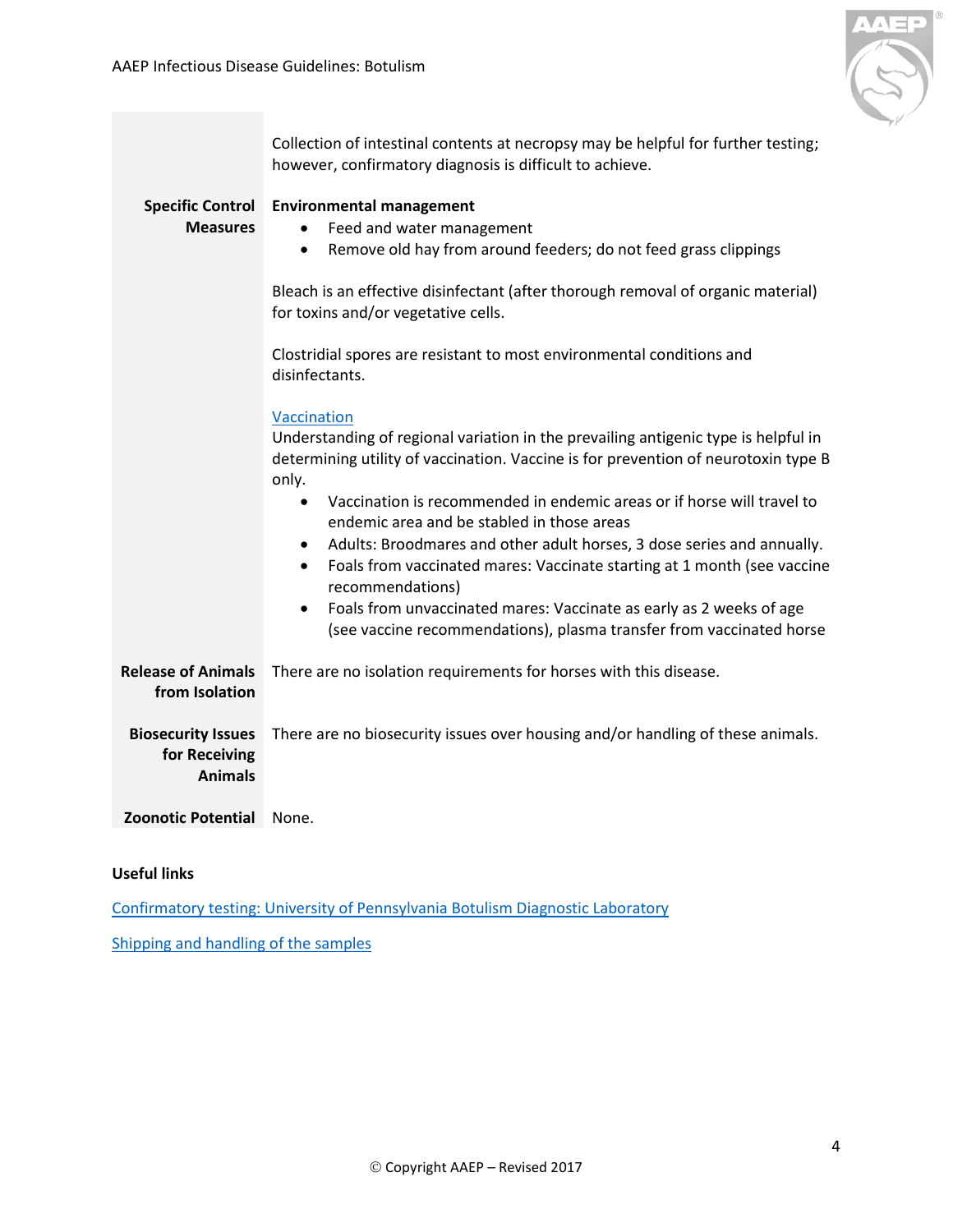| | |
|---|---|
| | Collection of intestinal contents at necropsy may be helpful for further testing; however, confirmatory diagnosis is difficult to achieve. |
| **Specific Control Measures** | **Environmental management**<br>• Feed and water management<br>• Remove old hay from around feeders; do not feed grass clippings<br><br>Bleach is an effective disinfectant (after thorough removal of organic material) for toxins and/or vegetative cells.<br><br>Clostridial spores are resistant to most environmental conditions and disinfectants.<br><br>Vaccination<br>Understanding of regional variation in the prevailing antigenic type is helpful in determining utility of vaccination. Vaccine is for prevention of neurotoxin type B only.<br>• Vaccination is recommended in endemic areas or if horse will travel to endemic area and be stabled in those areas<br>• Adults: Broodmares and other adult horses, 3 dose series and annually.<br>• Foals from vaccinated mares: Vaccinate starting at 1 month (see vaccine recommendations)<br>• Foals from unvaccinated mares: Vaccinate as early as 2 weeks of age (see vaccine recommendations), plasma transfer from vaccinated horse |
| **Release of Animals from Isolation** | There are no isolation requirements for horses with this disease. |
| **Biosecurity Issues for Receiving Animals** | There are no biosecurity issues over housing and/or handling of these animals. |
| **Zoonotic Potential** | None. |

**Useful links**

Confirmatory testing: University of Pennsylvania Botulism Diagnostic Laboratory

Shipping and handling of the samples